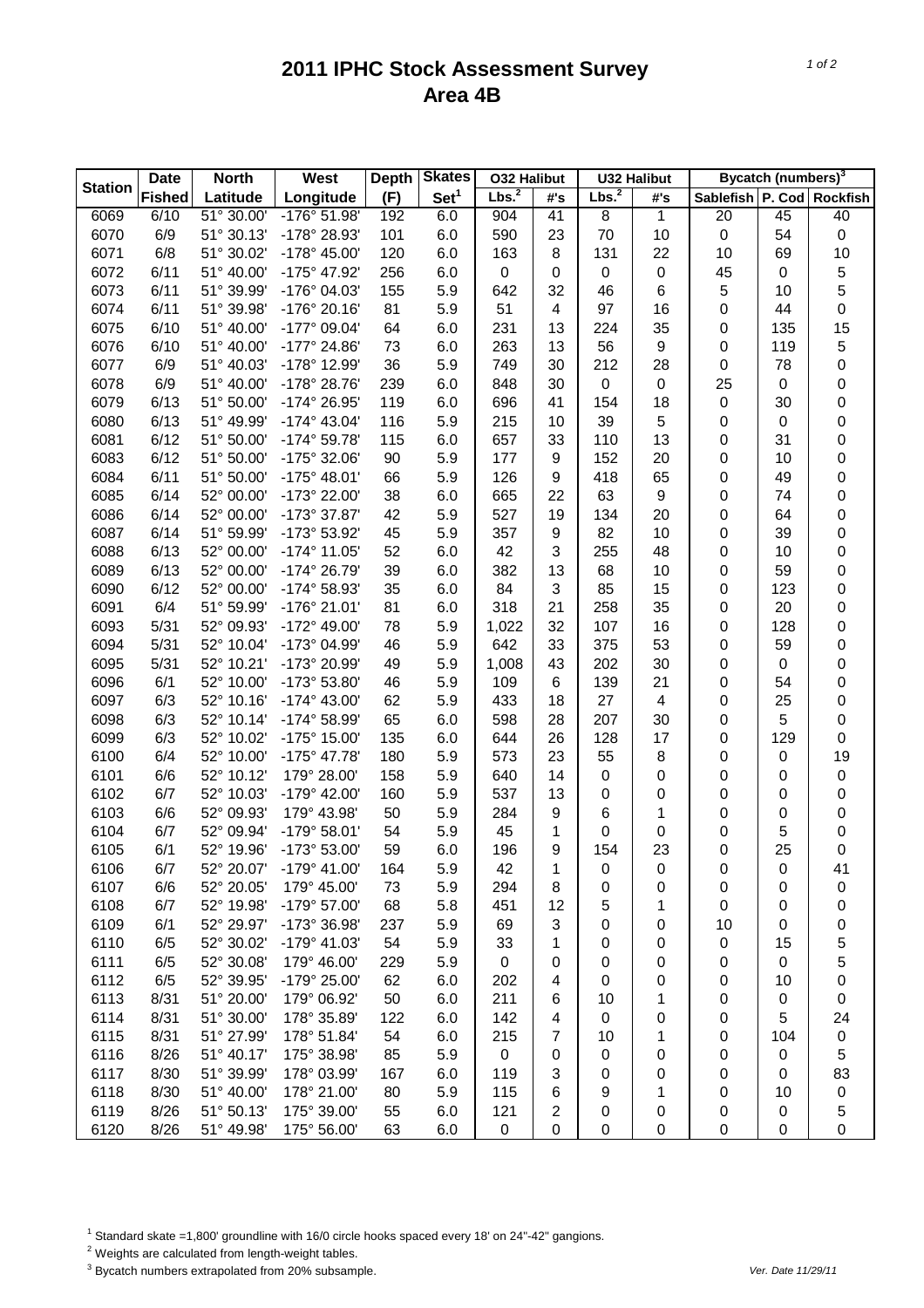# 2011 IPHC Stock Assessment Survey
# Area 4B

| Station | Date | North | West | Depth | Skates | O32 Halibut | | U32 Halibut | | Bycatch (numbers)[3] | | |
|---|---|---|---|---|---|---|---|---|---|---|---|---|
| | Fished | Latitude | Longitude | (F) | Set[1] | Lbs.[2] | #'s | Lbs.[2] | #'s | Sablefish | P. Cod | Rockfish |
| 6069 | 6/10 | 51° 30.00' | -176° 51.98' | 192 | 6.0 | 904 | 41 | 8 | 1 | 20 | 45 | 40 |
| 6070 | 6/9 | 51° 30.13' | -178° 28.93' | 101 | 6.0 | 590 | 23 | 70 | 10 | 0 | 54 | 0 |
| 6071 | 6/8 | 51° 30.02' | -178° 45.00' | 120 | 6.0 | 163 | 8 | 131 | 22 | 10 | 69 | 10 |
| 6072 | 6/11 | 51° 40.00' | -175° 47.92' | 256 | 6.0 | 0 | 0 | 0 | 0 | 45 | 0 | 5 |
| 6073 | 6/11 | 51° 39.99' | -176° 04.03' | 155 | 5.9 | 642 | 32 | 46 | 6 | 5 | 10 | 5 |
| 6074 | 6/11 | 51° 39.98' | -176° 20.16' | 81 | 5.9 | 51 | 4 | 97 | 16 | 0 | 44 | 0 |
| 6075 | 6/10 | 51° 40.00' | -177° 09.04' | 64 | 6.0 | 231 | 13 | 224 | 35 | 0 | 135 | 15 |
| 6076 | 6/10 | 51° 40.00' | -177° 24.86' | 73 | 6.0 | 263 | 13 | 56 | 9 | 0 | 119 | 5 |
| 6077 | 6/9 | 51° 40.03' | -178° 12.99' | 36 | 5.9 | 749 | 30 | 212 | 28 | 0 | 78 | 0 |
| 6078 | 6/9 | 51° 40.00' | -178° 28.76' | 239 | 6.0 | 848 | 30 | 0 | 0 | 25 | 0 | 0 |
| 6079 | 6/13 | 51° 50.00' | -174° 26.95' | 119 | 6.0 | 696 | 41 | 154 | 18 | 0 | 30 | 0 |
| 6080 | 6/13 | 51° 49.99' | -174° 43.04' | 116 | 5.9 | 215 | 10 | 39 | 5 | 0 | 0 | 0 |
| 6081 | 6/12 | 51° 50.00' | -174° 59.78' | 115 | 6.0 | 657 | 33 | 110 | 13 | 0 | 31 | 0 |
| 6083 | 6/12 | 51° 50.00' | -175° 32.06' | 90 | 5.9 | 177 | 9 | 152 | 20 | 0 | 10 | 0 |
| 6084 | 6/11 | 51° 50.00' | -175° 48.01' | 66 | 5.9 | 126 | 9 | 418 | 65 | 0 | 49 | 0 |
| 6085 | 6/14 | 52° 00.00' | -173° 22.00' | 38 | 6.0 | 665 | 22 | 63 | 9 | 0 | 74 | 0 |
| 6086 | 6/14 | 52° 00.00' | -173° 37.87' | 42 | 5.9 | 527 | 19 | 134 | 20 | 0 | 64 | 0 |
| 6087 | 6/14 | 51° 59.99' | -173° 53.92' | 45 | 5.9 | 357 | 9 | 82 | 10 | 0 | 39 | 0 |
| 6088 | 6/13 | 52° 00.00' | -174° 11.05' | 52 | 6.0 | 42 | 3 | 255 | 48 | 0 | 10 | 0 |
| 6089 | 6/13 | 52° 00.00' | -174° 26.79' | 39 | 6.0 | 382 | 13 | 68 | 10 | 0 | 59 | 0 |
| 6090 | 6/12 | 52° 00.00' | -174° 58.93' | 35 | 6.0 | 84 | 3 | 85 | 15 | 0 | 123 | 0 |
| 6091 | 6/4 | 51° 59.99' | -176° 21.01' | 81 | 6.0 | 318 | 21 | 258 | 35 | 0 | 20 | 0 |
| 6093 | 5/31 | 52° 09.93' | -172° 49.00' | 78 | 5.9 | 1,022 | 32 | 107 | 16 | 0 | 128 | 0 |
| 6094 | 5/31 | 52° 10.04' | -173° 04.99' | 46 | 5.9 | 642 | 33 | 375 | 53 | 0 | 59 | 0 |
| 6095 | 5/31 | 52° 10.21' | -173° 20.99' | 49 | 5.9 | 1,008 | 43 | 202 | 30 | 0 | 0 | 0 |
| 6096 | 6/1 | 52° 10.00' | -173° 53.80' | 46 | 5.9 | 109 | 6 | 139 | 21 | 0 | 54 | 0 |
| 6097 | 6/3 | 52° 10.16' | -174° 43.00' | 62 | 5.9 | 433 | 18 | 27 | 4 | 0 | 25 | 0 |
| 6098 | 6/3 | 52° 10.14' | -174° 58.99' | 65 | 6.0 | 598 | 28 | 207 | 30 | 0 | 5 | 0 |
| 6099 | 6/3 | 52° 10.02' | -175° 15.00' | 135 | 6.0 | 644 | 26 | 128 | 17 | 0 | 129 | 0 |
| 6100 | 6/4 | 52° 10.00' | -175° 47.78' | 180 | 5.9 | 573 | 23 | 55 | 8 | 0 | 0 | 19 |
| 6101 | 6/6 | 52° 10.12' | 179° 28.00' | 158 | 5.9 | 640 | 14 | 0 | 0 | 0 | 0 | 0 |
| 6102 | 6/7 | 52° 10.03' | -179° 42.00' | 160 | 5.9 | 537 | 13 | 0 | 0 | 0 | 0 | 0 |
| 6103 | 6/6 | 52° 09.93' | 179° 43.98' | 50 | 5.9 | 284 | 9 | 6 | 1 | 0 | 0 | 0 |
| 6104 | 6/7 | 52° 09.94' | -179° 58.01' | 54 | 5.9 | 45 | 1 | 0 | 0 | 0 | 5 | 0 |
| 6105 | 6/1 | 52° 19.96' | -173° 53.00' | 59 | 6.0 | 196 | 9 | 154 | 23 | 0 | 25 | 0 |
| 6106 | 6/7 | 52° 20.07' | -179° 41.00' | 164 | 5.9 | 42 | 1 | 0 | 0 | 0 | 0 | 41 |
| 6107 | 6/6 | 52° 20.05' | 179° 45.00' | 73 | 5.9 | 294 | 8 | 0 | 0 | 0 | 0 | 0 |
| 6108 | 6/7 | 52° 19.98' | -179° 57.00' | 68 | 5.8 | 451 | 12 | 5 | 1 | 0 | 0 | 0 |
| 6109 | 6/1 | 52° 29.97' | -173° 36.98' | 237 | 5.9 | 69 | 3 | 0 | 0 | 10 | 0 | 0 |
| 6110 | 6/5 | 52° 30.02' | -179° 41.03' | 54 | 5.9 | 33 | 1 | 0 | 0 | 0 | 15 | 5 |
| 6111 | 6/5 | 52° 30.08' | 179° 46.00' | 229 | 5.9 | 0 | 0 | 0 | 0 | 0 | 0 | 5 |
| 6112 | 6/5 | 52° 39.95' | -179° 25.00' | 62 | 6.0 | 202 | 4 | 0 | 0 | 0 | 10 | 0 |
| 6113 | 8/31 | 51° 20.00' | 179° 06.92' | 50 | 6.0 | 211 | 6 | 10 | 1 | 0 | 0 | 0 |
| 6114 | 8/31 | 51° 30.00' | 178° 35.89' | 122 | 6.0 | 142 | 4 | 0 | 0 | 0 | 5 | 24 |
| 6115 | 8/31 | 51° 27.99' | 178° 51.84' | 54 | 6.0 | 215 | 7 | 10 | 1 | 0 | 104 | 0 |
| 6116 | 8/26 | 51° 40.17' | 175° 38.98' | 85 | 5.9 | 0 | 0 | 0 | 0 | 0 | 0 | 5 |
| 6117 | 8/30 | 51° 39.99' | 178° 03.99' | 167 | 6.0 | 119 | 3 | 0 | 0 | 0 | 0 | 83 |
| 6118 | 8/30 | 51° 40.00' | 178° 21.00' | 80 | 5.9 | 115 | 6 | 9 | 1 | 0 | 10 | 0 |
| 6119 | 8/26 | 51° 50.13' | 175° 39.00' | 55 | 6.0 | 121 | 2 | 0 | 0 | 0 | 0 | 5 |
| 6120 | 8/26 | 51° 49.98' | 175° 56.00' | 63 | 6.0 | 0 | 0 | 0 | 0 | 0 | 0 | 0 |

[1] Standard skate =1,800' groundline with 16/0 circle hooks spaced every 18' on 24"-42" gangions.

[2] Weights are calculated from length-weight tables.

[3] Bycatch numbers extrapolated from 20% subsample.

*Ver. Date 11/29/11*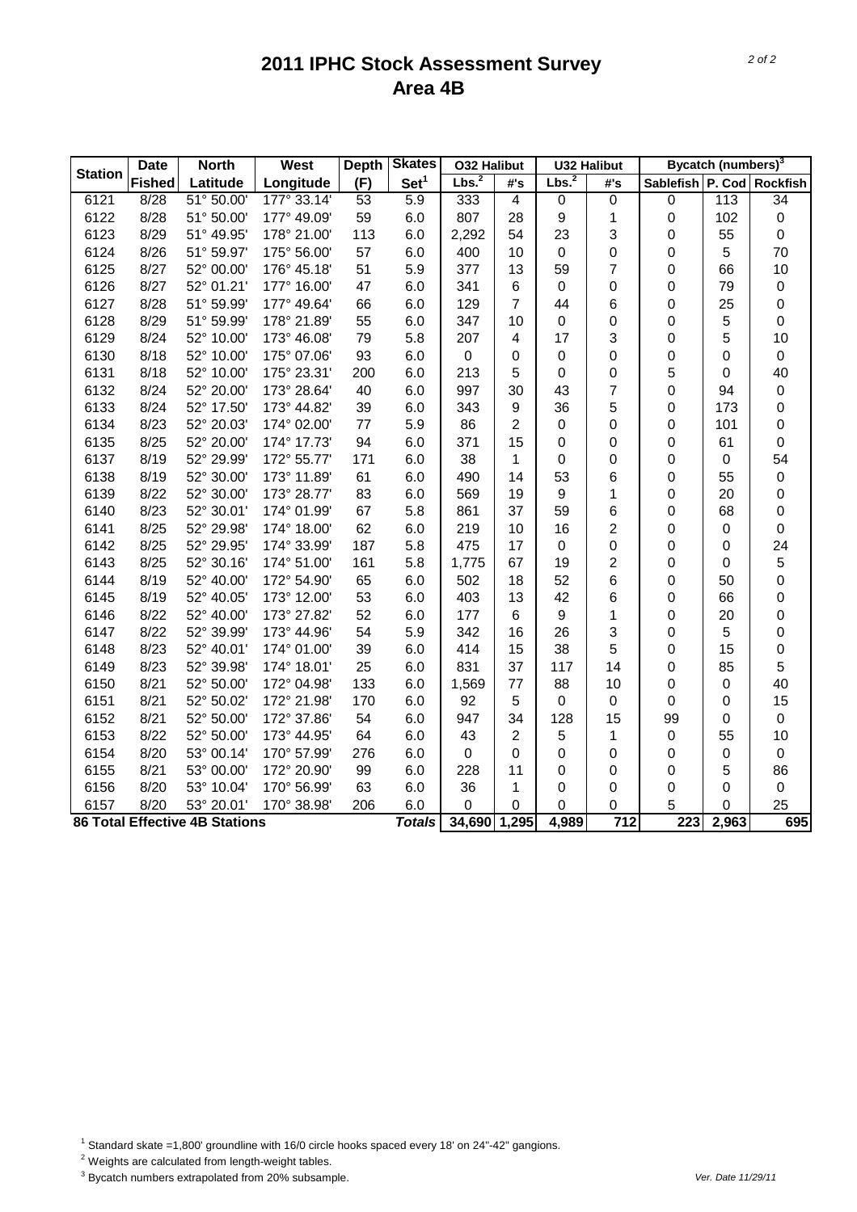# 2011 IPHC Stock Assessment Survey
# Area 4B

| Station | Date | North | West | Depth | Skates | O32 Halibut | | U32 Halibut | | Bycatch (numbers)[3] | | |
|---|---|---|---|---|---|---|---|---|---|---|---|---|
| | Fished | Latitude | Longitude | (F) | Set[1] | Lbs.[2] | #'s | Lbs.[2] | #'s | Sablefish | P. Cod | Rockfish |
| 6121 | 8/28 | 51° 50.00' | 177° 33.14' | 53 | 5.9 | 333 | 4 | 0 | 0 | 0 | 113 | 34 |
| 6122 | 8/28 | 51° 50.00' | 177° 49.09' | 59 | 6.0 | 807 | 28 | 9 | 1 | 0 | 102 | 0 |
| 6123 | 8/29 | 51° 49.95' | 178° 21.00' | 113 | 6.0 | 2,292 | 54 | 23 | 3 | 0 | 55 | 0 |
| 6124 | 8/26 | 51° 59.97' | 175° 56.00' | 57 | 6.0 | 400 | 10 | 0 | 0 | 0 | 5 | 70 |
| 6125 | 8/27 | 52° 00.00' | 176° 45.18' | 51 | 5.9 | 377 | 13 | 59 | 7 | 0 | 66 | 10 |
| 6126 | 8/27 | 52° 01.21' | 177° 16.00' | 47 | 6.0 | 341 | 6 | 0 | 0 | 0 | 79 | 0 |
| 6127 | 8/28 | 51° 59.99' | 177° 49.64' | 66 | 6.0 | 129 | 7 | 44 | 6 | 0 | 25 | 0 |
| 6128 | 8/29 | 51° 59.99' | 178° 21.89' | 55 | 6.0 | 347 | 10 | 0 | 0 | 0 | 5 | 0 |
| 6129 | 8/24 | 52° 10.00' | 173° 46.08' | 79 | 5.8 | 207 | 4 | 17 | 3 | 0 | 5 | 10 |
| 6130 | 8/18 | 52° 10.00' | 175° 07.06' | 93 | 6.0 | 0 | 0 | 0 | 0 | 0 | 0 | 0 |
| 6131 | 8/18 | 52° 10.00' | 175° 23.31' | 200 | 6.0 | 213 | 5 | 0 | 0 | 5 | 0 | 40 |
| 6132 | 8/24 | 52° 20.00' | 173° 28.64' | 40 | 6.0 | 997 | 30 | 43 | 7 | 0 | 94 | 0 |
| 6133 | 8/24 | 52° 17.50' | 173° 44.82' | 39 | 6.0 | 343 | 9 | 36 | 5 | 0 | 173 | 0 |
| 6134 | 8/23 | 52° 20.03' | 174° 02.00' | 77 | 5.9 | 86 | 2 | 0 | 0 | 0 | 101 | 0 |
| 6135 | 8/25 | 52° 20.00' | 174° 17.73' | 94 | 6.0 | 371 | 15 | 0 | 0 | 0 | 61 | 0 |
| 6137 | 8/19 | 52° 29.99' | 172° 55.77' | 171 | 6.0 | 38 | 1 | 0 | 0 | 0 | 0 | 54 |
| 6138 | 8/19 | 52° 30.00' | 173° 11.89' | 61 | 6.0 | 490 | 14 | 53 | 6 | 0 | 55 | 0 |
| 6139 | 8/22 | 52° 30.00' | 173° 28.77' | 83 | 6.0 | 569 | 19 | 9 | 1 | 0 | 20 | 0 |
| 6140 | 8/23 | 52° 30.01' | 174° 01.99' | 67 | 5.8 | 861 | 37 | 59 | 6 | 0 | 68 | 0 |
| 6141 | 8/25 | 52° 29.98' | 174° 18.00' | 62 | 6.0 | 219 | 10 | 16 | 2 | 0 | 0 | 0 |
| 6142 | 8/25 | 52° 29.95' | 174° 33.99' | 187 | 5.8 | 475 | 17 | 0 | 0 | 0 | 0 | 24 |
| 6143 | 8/25 | 52° 30.16' | 174° 51.00' | 161 | 5.8 | 1,775 | 67 | 19 | 2 | 0 | 0 | 5 |
| 6144 | 8/19 | 52° 40.00' | 172° 54.90' | 65 | 6.0 | 502 | 18 | 52 | 6 | 0 | 50 | 0 |
| 6145 | 8/19 | 52° 40.05' | 173° 12.00' | 53 | 6.0 | 403 | 13 | 42 | 6 | 0 | 66 | 0 |
| 6146 | 8/22 | 52° 40.00' | 173° 27.82' | 52 | 6.0 | 177 | 6 | 9 | 1 | 0 | 20 | 0 |
| 6147 | 8/22 | 52° 39.99' | 173° 44.96' | 54 | 5.9 | 342 | 16 | 26 | 3 | 0 | 5 | 0 |
| 6148 | 8/23 | 52° 40.01' | 174° 01.00' | 39 | 6.0 | 414 | 15 | 38 | 5 | 0 | 15 | 0 |
| 6149 | 8/23 | 52° 39.98' | 174° 18.01' | 25 | 6.0 | 831 | 37 | 117 | 14 | 0 | 85 | 5 |
| 6150 | 8/21 | 52° 50.00' | 172° 04.98' | 133 | 6.0 | 1,569 | 77 | 88 | 10 | 0 | 0 | 40 |
| 6151 | 8/21 | 52° 50.02' | 172° 21.98' | 170 | 6.0 | 92 | 5 | 0 | 0 | 0 | 0 | 15 |
| 6152 | 8/21 | 52° 50.00' | 172° 37.86' | 54 | 6.0 | 947 | 34 | 128 | 15 | 99 | 0 | 0 |
| 6153 | 8/22 | 52° 50.00' | 173° 44.95' | 64 | 6.0 | 43 | 2 | 5 | 1 | 0 | 55 | 10 |
| 6154 | 8/20 | 53° 00.14' | 170° 57.99' | 276 | 6.0 | 0 | 0 | 0 | 0 | 0 | 0 | 0 |
| 6155 | 8/21 | 53° 00.00' | 172° 20.90' | 99 | 6.0 | 228 | 11 | 0 | 0 | 0 | 5 | 86 |
| 6156 | 8/20 | 53° 10.04' | 170° 56.99' | 63 | 6.0 | 36 | 1 | 0 | 0 | 0 | 0 | 0 |
| 6157 | 8/20 | 53° 20.01' | 170° 38.98' | 206 | 6.0 | 0 | 0 | 0 | 0 | 5 | 0 | 25 |
| **86 Total Effective 4B Stations** | | | | | ***Totals*** | **34,690** | **1,295** | **4,989** | **712** | **223** | **2,963** | **695** |

[1] Standard skate =1,800' groundline with 16/0 circle hooks spaced every 18' on 24"-42" gangions.

[2] Weights are calculated from length-weight tables.

[3] Bycatch numbers extrapolated from 20% subsample.

*Ver. Date 11/29/11*